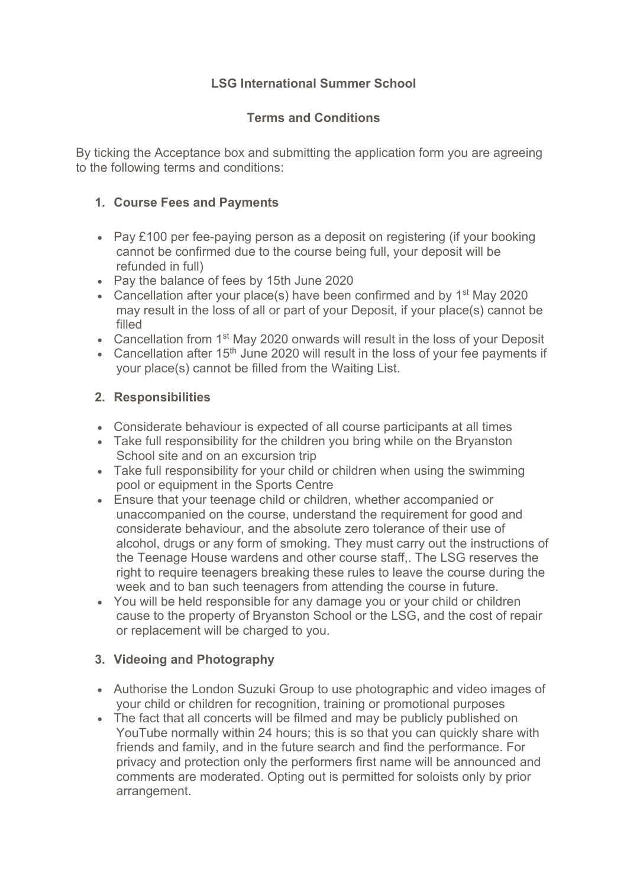# LSG International Summer School

## Terms and Conditions

By ticking the Acceptance box and submitting the application form you are agreeing to the following terms and conditions:

### 1. Course Fees and Payments

- Pay £100 per fee-paying person as a deposit on registering (if your booking cannot be confirmed due to the course being full, your deposit will be refunded in full)
- Pay the balance of fees by 15th June 2020
- Cancellation after your place(s) have been confirmed and by 1st May 2020 may result in the loss of all or part of your Deposit, if your place(s) cannot be filled
- Cancellation from 1st May 2020 onwards will result in the loss of your Deposit
- Cancellation after 15th June 2020 will result in the loss of your fee payments if your place(s) cannot be filled from the Waiting List.

### 2. Responsibilities

- Considerate behaviour is expected of all course participants at all times
- Take full responsibility for the children you bring while on the Bryanston School site and on an excursion trip
- Take full responsibility for your child or children when using the swimming pool or equipment in the Sports Centre
- Ensure that your teenage child or children, whether accompanied or unaccompanied on the course, understand the requirement for good and considerate behaviour, and the absolute zero tolerance of their use of alcohol, drugs or any form of smoking. They must carry out the instructions of the Teenage House wardens and other course staff,. The LSG reserves the right to require teenagers breaking these rules to leave the course during the week and to ban such teenagers from attending the course in future.
- You will be held responsible for any damage you or your child or children cause to the property of Bryanston School or the LSG, and the cost of repair or replacement will be charged to you.

### 3. Videoing and Photography

- Authorise the London Suzuki Group to use photographic and video images of your child or children for recognition, training or promotional purposes
- The fact that all concerts will be filmed and may be publicly published on YouTube normally within 24 hours; this is so that you can quickly share with friends and family, and in the future search and find the performance. For privacy and protection only the performers first name will be announced and comments are moderated. Opting out is permitted for soloists only by prior arrangement.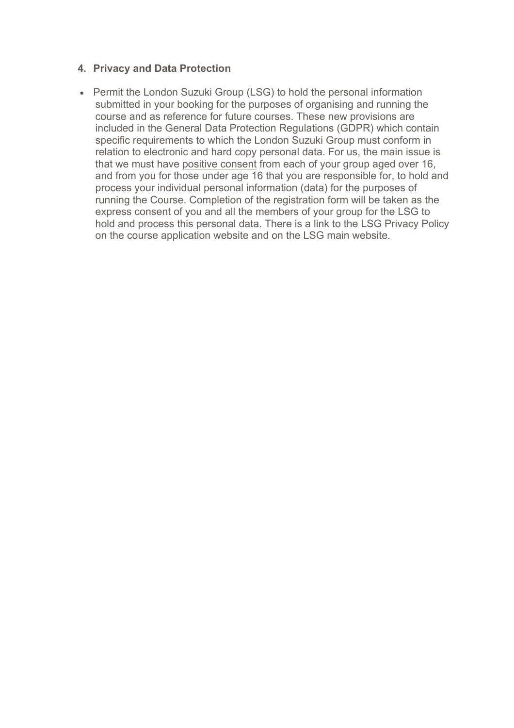#### 4. Privacy and Data Protection

- Permit the London Suzuki Group (LSG) to hold the personal information submitted in your booking for the purposes of organising and running the course and as reference for future courses. These new provisions are included in the General Data Protection Regulations (GDPR) which contain specific requirements to which the London Suzuki Group must conform in relation to electronic and hard copy personal data. For us, the main issue is that we must have positive consent from each of your group aged over 16, and from you for those under age 16 that you are responsible for, to hold and process your individual personal information (data) for the purposes of running the Course. Completion of the registration form will be taken as the express consent of you and all the members of your group for the LSG to hold and process this personal data. There is a link to the LSG Privacy Policy on the course application website and on the LSG main website.